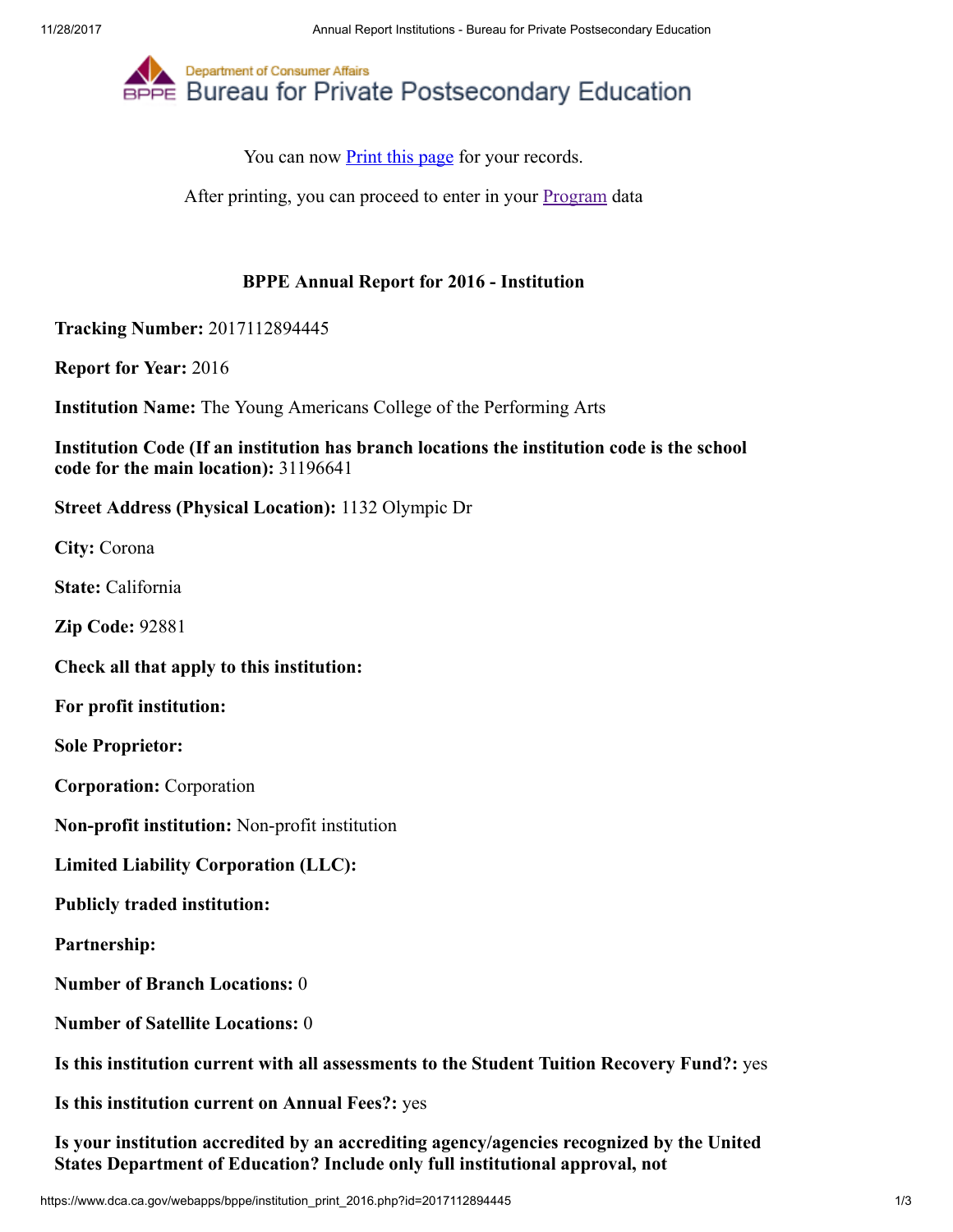Department of Consumer Affairs
# Bureau for Private Postsecondary Education

You can now Print this page for your records.

After printing, you can proceed to enter in your Program data

## BPPE Annual Report for 2016 - Institution

**Tracking Number:** 2017112894445

**Report for Year:** 2016

**Institution Name:** The Young Americans College of the Performing Arts

**Institution Code (If an institution has branch locations the institution code is the school code for the main location):** 31196641

**Street Address (Physical Location):** 1132 Olympic Dr

**City:** Corona

**State:** California

**Zip Code:** 92881

**Check all that apply to this institution:**

**For profit institution:**

**Sole Proprietor:**

**Corporation:** Corporation

**Non-profit institution:** Non-profit institution

**Limited Liability Corporation (LLC):**

**Publicly traded institution:**

**Partnership:**

**Number of Branch Locations:** 0

**Number of Satellite Locations:** 0

**Is this institution current with all assessments to the Student Tuition Recovery Fund?:** yes

**Is this institution current on Annual Fees?:** yes

**Is your institution accredited by an accrediting agency/agencies recognized by the United States Department of Education? Include only full institutional approval, not**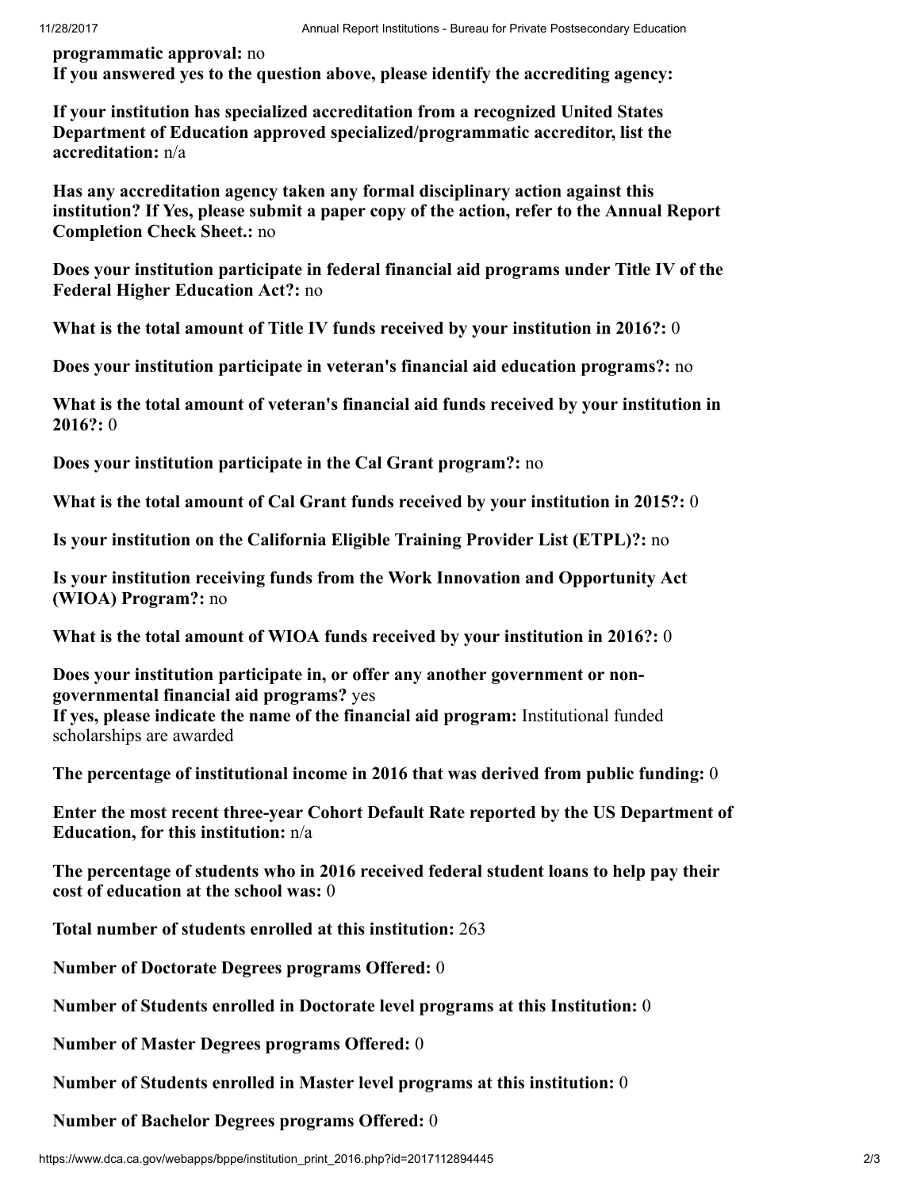**programmatic approval:** no
**If you answered yes to the question above, please identify the accrediting agency:**

**If your institution has specialized accreditation from a recognized United States Department of Education approved specialized/programmatic accreditor, list the accreditation:** n/a

**Has any accreditation agency taken any formal disciplinary action against this institution? If Yes, please submit a paper copy of the action, refer to the Annual Report Completion Check Sheet.:** no

**Does your institution participate in federal financial aid programs under Title IV of the Federal Higher Education Act?:** no

**What is the total amount of Title IV funds received by your institution in 2016?:** 0

**Does your institution participate in veteran's financial aid education programs?:** no

**What is the total amount of veteran's financial aid funds received by your institution in 2016?:** 0

**Does your institution participate in the Cal Grant program?:** no

**What is the total amount of Cal Grant funds received by your institution in 2015?:** 0

**Is your institution on the California Eligible Training Provider List (ETPL)?:** no

**Is your institution receiving funds from the Work Innovation and Opportunity Act (WIOA) Program?:** no

**What is the total amount of WIOA funds received by your institution in 2016?:** 0

**Does your institution participate in, or offer any another government or non-governmental financial aid programs?** yes
**If yes, please indicate the name of the financial aid program:** Institutional funded scholarships are awarded

**The percentage of institutional income in 2016 that was derived from public funding:** 0

**Enter the most recent three-year Cohort Default Rate reported by the US Department of Education, for this institution:** n/a

**The percentage of students who in 2016 received federal student loans to help pay their cost of education at the school was:** 0

**Total number of students enrolled at this institution:** 263

**Number of Doctorate Degrees programs Offered:** 0

**Number of Students enrolled in Doctorate level programs at this Institution:** 0

**Number of Master Degrees programs Offered:** 0

**Number of Students enrolled in Master level programs at this institution:** 0

**Number of Bachelor Degrees programs Offered:** 0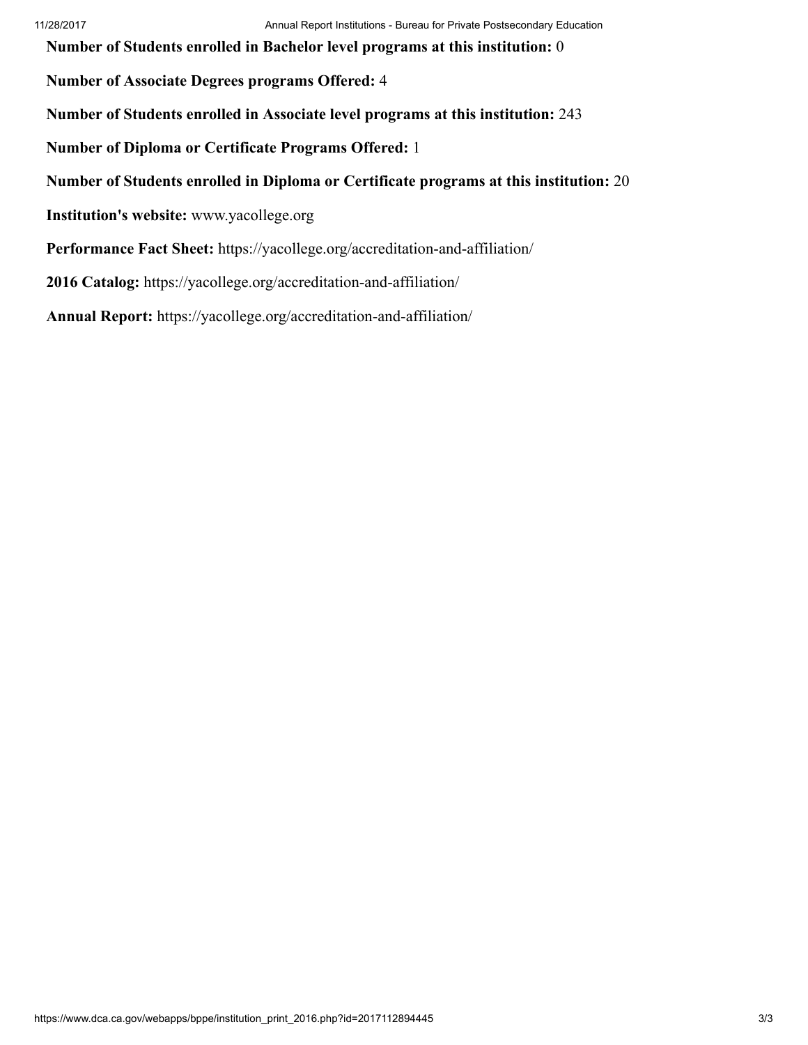**Number of Students enrolled in Bachelor level programs at this institution:** 0

**Number of Associate Degrees programs Offered:** 4

**Number of Students enrolled in Associate level programs at this institution:** 243

**Number of Diploma or Certificate Programs Offered:** 1

**Number of Students enrolled in Diploma or Certificate programs at this institution:** 20

**Institution's website:** www.yacollege.org

**Performance Fact Sheet:** https://yacollege.org/accreditation-and-affiliation/

**2016 Catalog:** https://yacollege.org/accreditation-and-affiliation/

**Annual Report:** https://yacollege.org/accreditation-and-affiliation/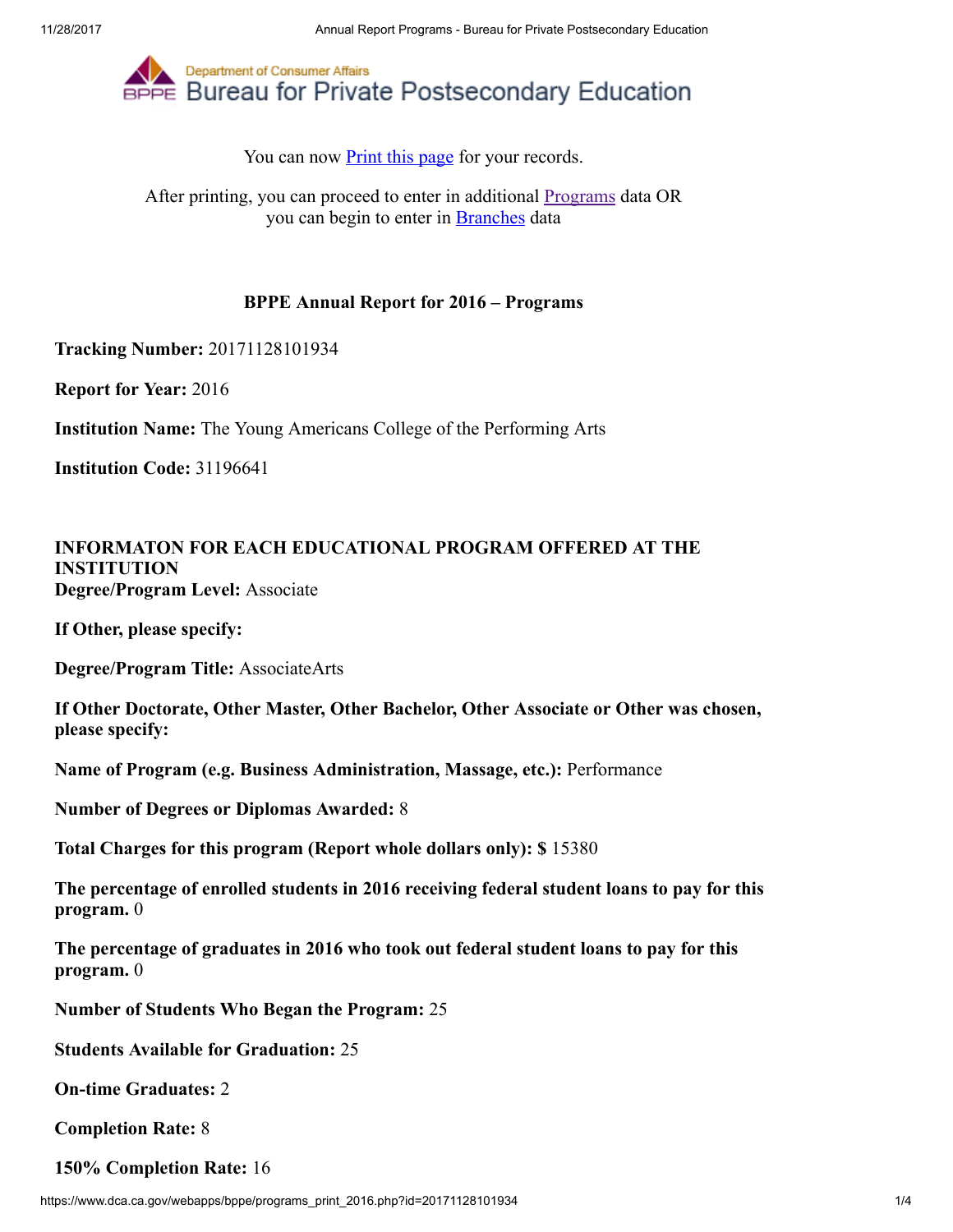Department of Consumer Affairs
# Bureau for Private Postsecondary Education

You can now Print this page for your records.

After printing, you can proceed to enter in additional Programs data OR you can begin to enter in Branches data

### BPPE Annual Report for 2016 – Programs

**Tracking Number:** 20171128101934

**Report for Year:** 2016

**Institution Name:** The Young Americans College of the Performing Arts

**Institution Code:** 31196641

**INFORMATON FOR EACH EDUCATIONAL PROGRAM OFFERED AT THE INSTITUTION**
**Degree/Program Level:** Associate

**If Other, please specify:**

**Degree/Program Title:** AssociateArts

**If Other Doctorate, Other Master, Other Bachelor, Other Associate or Other was chosen, please specify:**

**Name of Program (e.g. Business Administration, Massage, etc.):** Performance

**Number of Degrees or Diplomas Awarded:** 8

**Total Charges for this program (Report whole dollars only): $** 15380

**The percentage of enrolled students in 2016 receiving federal student loans to pay for this program.** 0

**The percentage of graduates in 2016 who took out federal student loans to pay for this program.** 0

**Number of Students Who Began the Program:** 25

**Students Available for Graduation:** 25

**On-time Graduates:** 2

**Completion Rate:** 8

**150% Completion Rate:** 16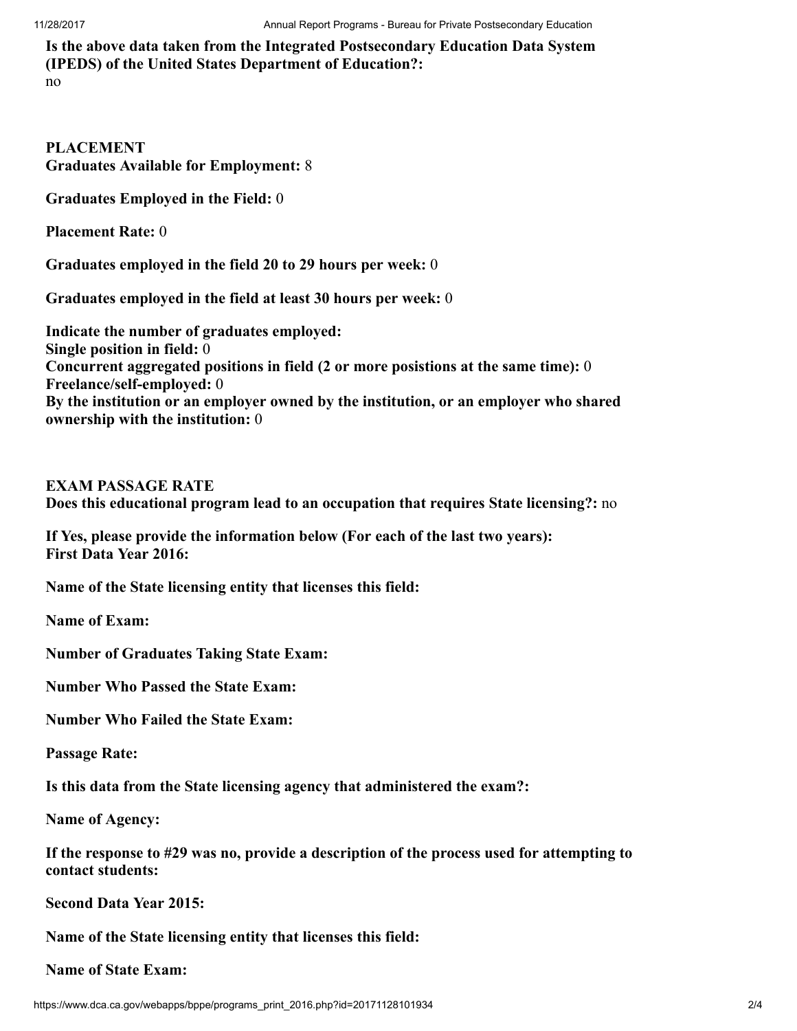**Is the above data taken from the Integrated Postsecondary Education Data System (IPEDS) of the United States Department of Education?:**
no

**PLACEMENT**
**Graduates Available for Employment:** 8

**Graduates Employed in the Field:** 0

**Placement Rate:** 0

**Graduates employed in the field 20 to 29 hours per week:** 0

**Graduates employed in the field at least 30 hours per week:** 0

**Indicate the number of graduates employed:**
**Single position in field:** 0
**Concurrent aggregated positions in field (2 or more posistions at the same time):** 0
**Freelance/self-employed:** 0
**By the institution or an employer owned by the institution, or an employer who shared ownership with the institution:** 0

**EXAM PASSAGE RATE**
**Does this educational program lead to an occupation that requires State licensing?:** no

**If Yes, please provide the information below (For each of the last two years):**
**First Data Year 2016:**

**Name of the State licensing entity that licenses this field:**

**Name of Exam:**

**Number of Graduates Taking State Exam:**

**Number Who Passed the State Exam:**

**Number Who Failed the State Exam:**

**Passage Rate:**

**Is this data from the State licensing agency that administered the exam?:**

**Name of Agency:**

**If the response to #29 was no, provide a description of the process used for attempting to contact students:**

**Second Data Year 2015:**

**Name of the State licensing entity that licenses this field:**

**Name of State Exam:**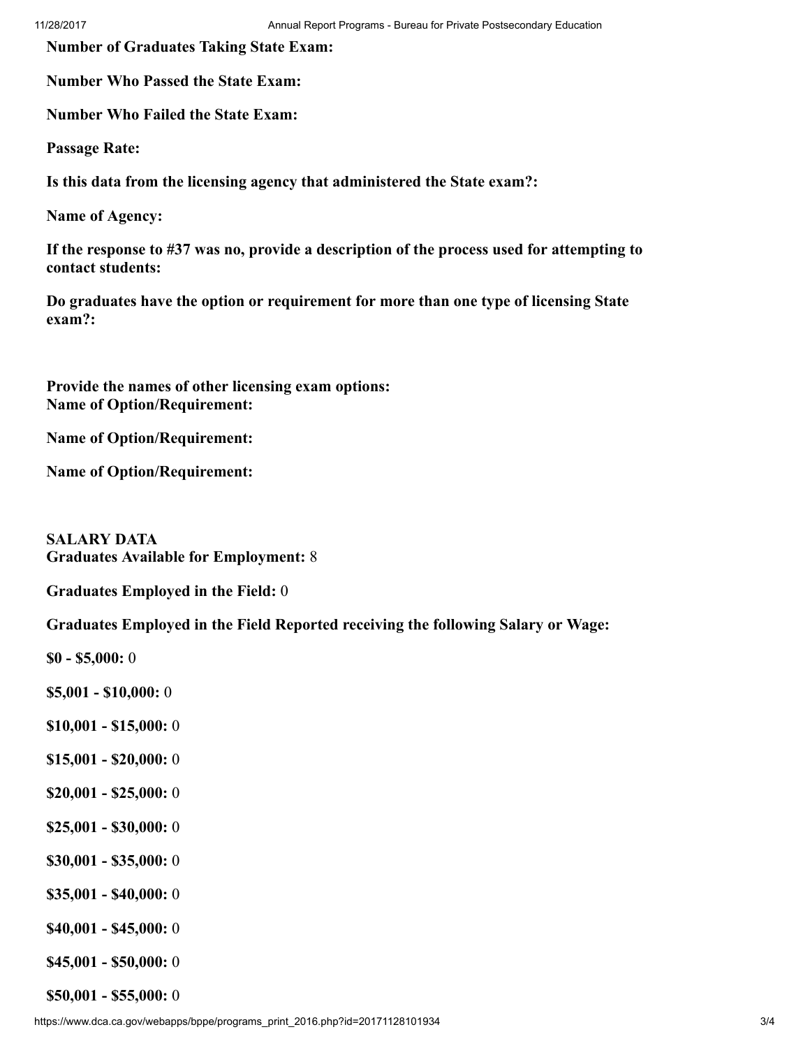**Number of Graduates Taking State Exam:**

**Number Who Passed the State Exam:**

**Number Who Failed the State Exam:**

**Passage Rate:**

**Is this data from the licensing agency that administered the State exam?:**

**Name of Agency:**

**If the response to #37 was no, provide a description of the process used for attempting to contact students:**

**Do graduates have the option or requirement for more than one type of licensing State exam?:**

**Provide the names of other licensing exam options:**
**Name of Option/Requirement:**

**Name of Option/Requirement:**

**Name of Option/Requirement:**

**SALARY DATA**
**Graduates Available for Employment:** 8

**Graduates Employed in the Field:** 0

**Graduates Employed in the Field Reported receiving the following Salary or Wage:**

**$0 - $5,000:** 0

**$5,001 - $10,000:** 0

**$10,001 - $15,000:** 0

**$15,001 - $20,000:** 0

**$20,001 - $25,000:** 0

**$25,001 - $30,000:** 0

**$30,001 - $35,000:** 0

**$35,001 - $40,000:** 0

**$40,001 - $45,000:** 0

**$45,001 - $50,000:** 0

**$50,001 - $55,000:** 0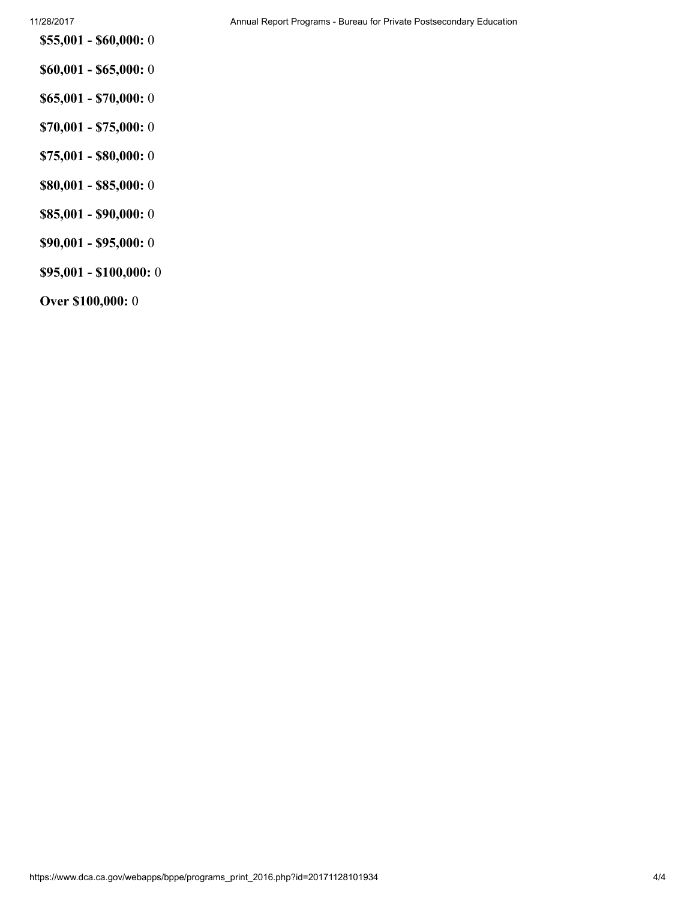**$55,001 - $60,000:** 0

**$60,001 - $65,000:** 0

**$65,001 - $70,000:** 0

**$70,001 - $75,000:** 0

**$75,001 - $80,000:** 0

**$80,001 - $85,000:** 0

**$85,001 - $90,000:** 0

**$90,001 - $95,000:** 0

**$95,001 - $100,000:** 0

**Over $100,000:** 0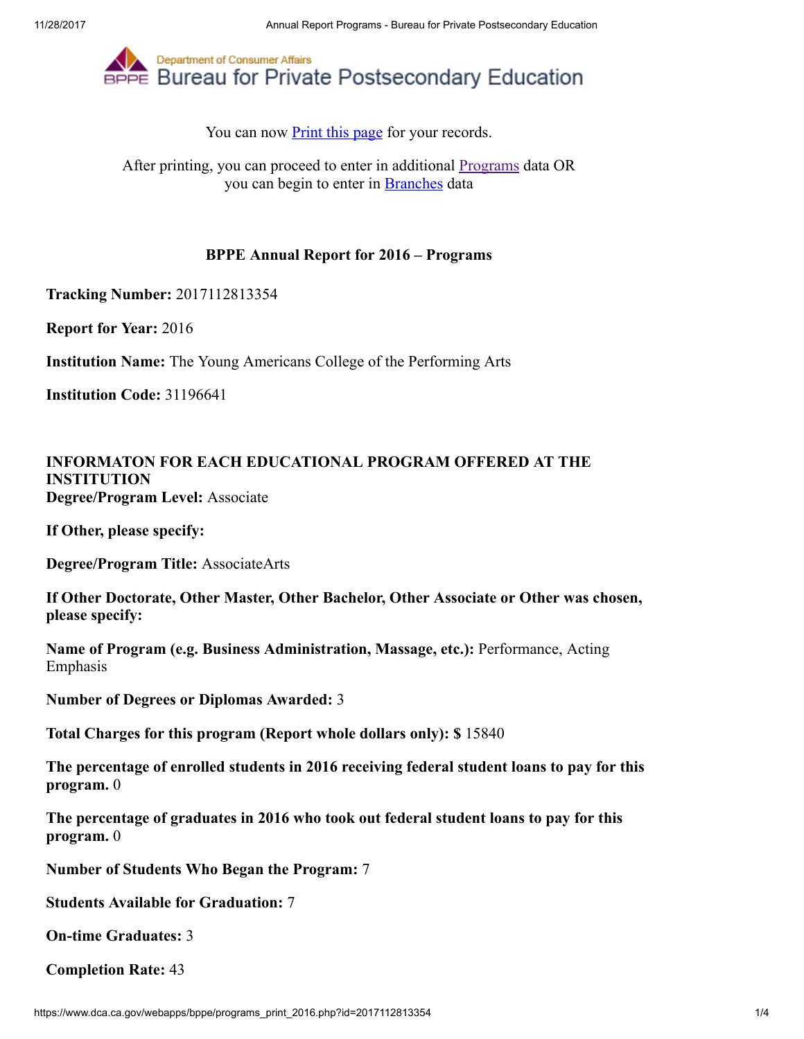Department of Consumer Affairs
# Bureau for Private Postsecondary Education

You can now Print this page for your records.

After printing, you can proceed to enter in additional Programs data OR you can begin to enter in Branches data

## BPPE Annual Report for 2016 – Programs

**Tracking Number:** 2017112813354

**Report for Year:** 2016

**Institution Name:** The Young Americans College of the Performing Arts

**Institution Code:** 31196641

**INFORMATON FOR EACH EDUCATIONAL PROGRAM OFFERED AT THE INSTITUTION**
**Degree/Program Level:** Associate

**If Other, please specify:**

**Degree/Program Title:** AssociateArts

**If Other Doctorate, Other Master, Other Bachelor, Other Associate or Other was chosen, please specify:**

**Name of Program (e.g. Business Administration, Massage, etc.):** Performance, Acting Emphasis

**Number of Degrees or Diplomas Awarded:** 3

**Total Charges for this program (Report whole dollars only): $** 15840

**The percentage of enrolled students in 2016 receiving federal student loans to pay for this program.** 0

**The percentage of graduates in 2016 who took out federal student loans to pay for this program.** 0

**Number of Students Who Began the Program:** 7

**Students Available for Graduation:** 7

**On-time Graduates:** 3

**Completion Rate:** 43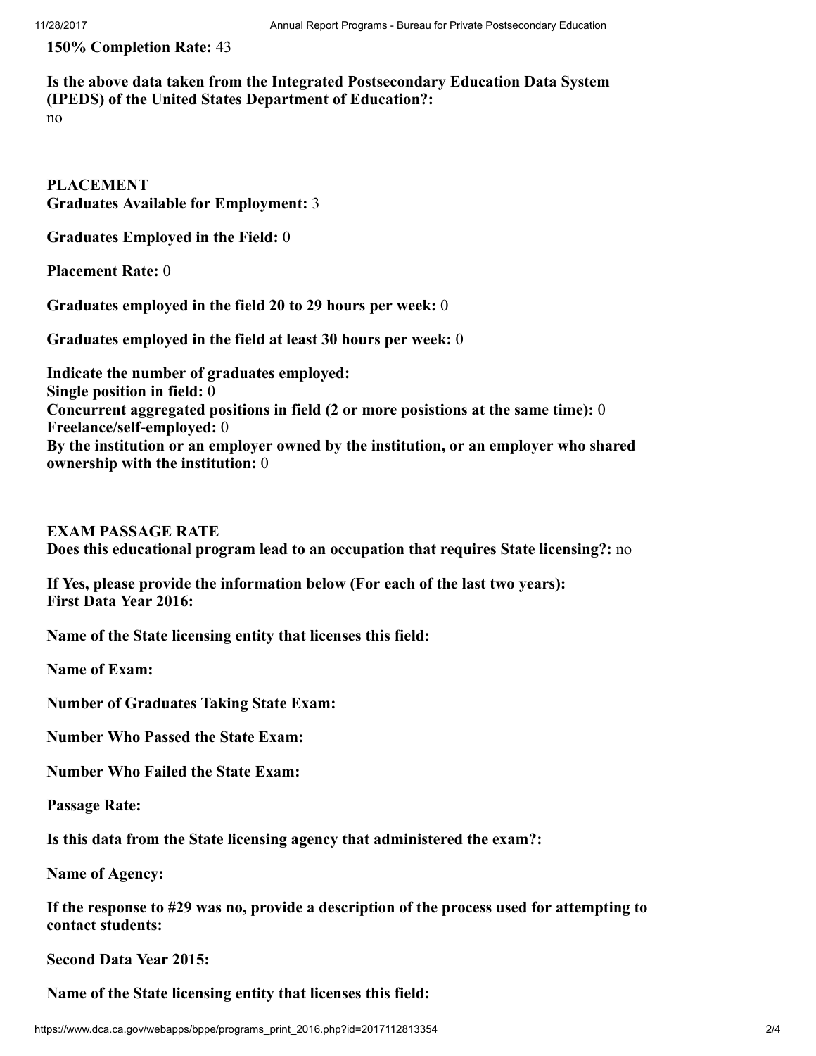**150% Completion Rate:** 43

**Is the above data taken from the Integrated Postsecondary Education Data System (IPEDS) of the United States Department of Education?:**
no

**PLACEMENT**
**Graduates Available for Employment:** 3

**Graduates Employed in the Field:** 0

**Placement Rate:** 0

**Graduates employed in the field 20 to 29 hours per week:** 0

**Graduates employed in the field at least 30 hours per week:** 0

**Indicate the number of graduates employed:**
**Single position in field:** 0
**Concurrent aggregated positions in field (2 or more posistions at the same time):** 0
**Freelance/self-employed:** 0
**By the institution or an employer owned by the institution, or an employer who shared ownership with the institution:** 0

**EXAM PASSAGE RATE**
**Does this educational program lead to an occupation that requires State licensing?:** no

**If Yes, please provide the information below (For each of the last two years):**
**First Data Year 2016:**

**Name of the State licensing entity that licenses this field:**

**Name of Exam:**

**Number of Graduates Taking State Exam:**

**Number Who Passed the State Exam:**

**Number Who Failed the State Exam:**

**Passage Rate:**

**Is this data from the State licensing agency that administered the exam?:**

**Name of Agency:**

**If the response to #29 was no, provide a description of the process used for attempting to contact students:**

**Second Data Year 2015:**

**Name of the State licensing entity that licenses this field:**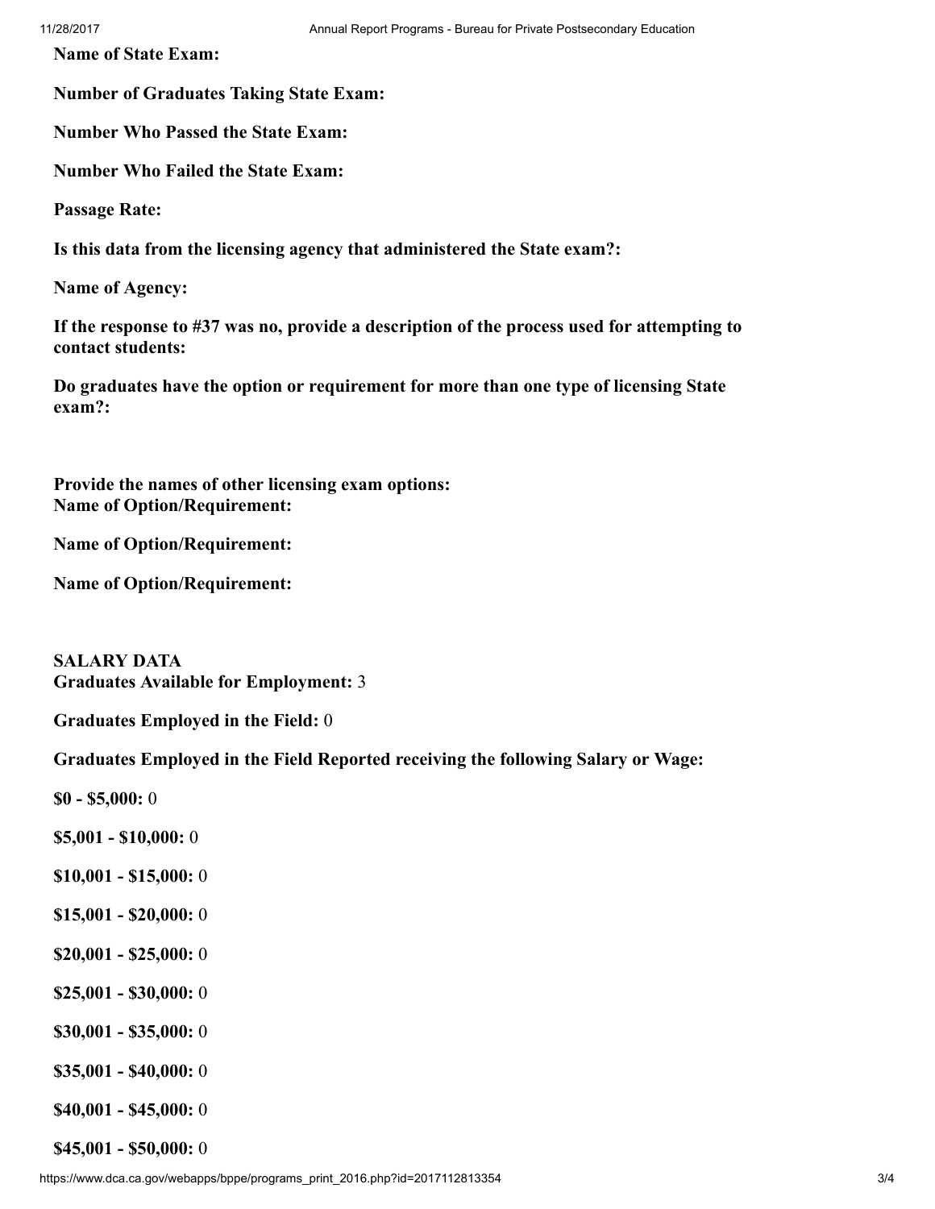**Name of State Exam:**

**Number of Graduates Taking State Exam:**

**Number Who Passed the State Exam:**

**Number Who Failed the State Exam:**

**Passage Rate:**

**Is this data from the licensing agency that administered the State exam?:**

**Name of Agency:**

**If the response to #37 was no, provide a description of the process used for attempting to contact students:**

**Do graduates have the option or requirement for more than one type of licensing State exam?:**

**Provide the names of other licensing exam options:**
**Name of Option/Requirement:**

**Name of Option/Requirement:**

**Name of Option/Requirement:**

**SALARY DATA**
**Graduates Available for Employment:** 3

**Graduates Employed in the Field:** 0

**Graduates Employed in the Field Reported receiving the following Salary or Wage:**

**$0 - $5,000:** 0

**$5,001 - $10,000:** 0

**$10,001 - $15,000:** 0

**$15,001 - $20,000:** 0

**$20,001 - $25,000:** 0

**$25,001 - $30,000:** 0

**$30,001 - $35,000:** 0

**$35,001 - $40,000:** 0

**$40,001 - $45,000:** 0

**$45,001 - $50,000:** 0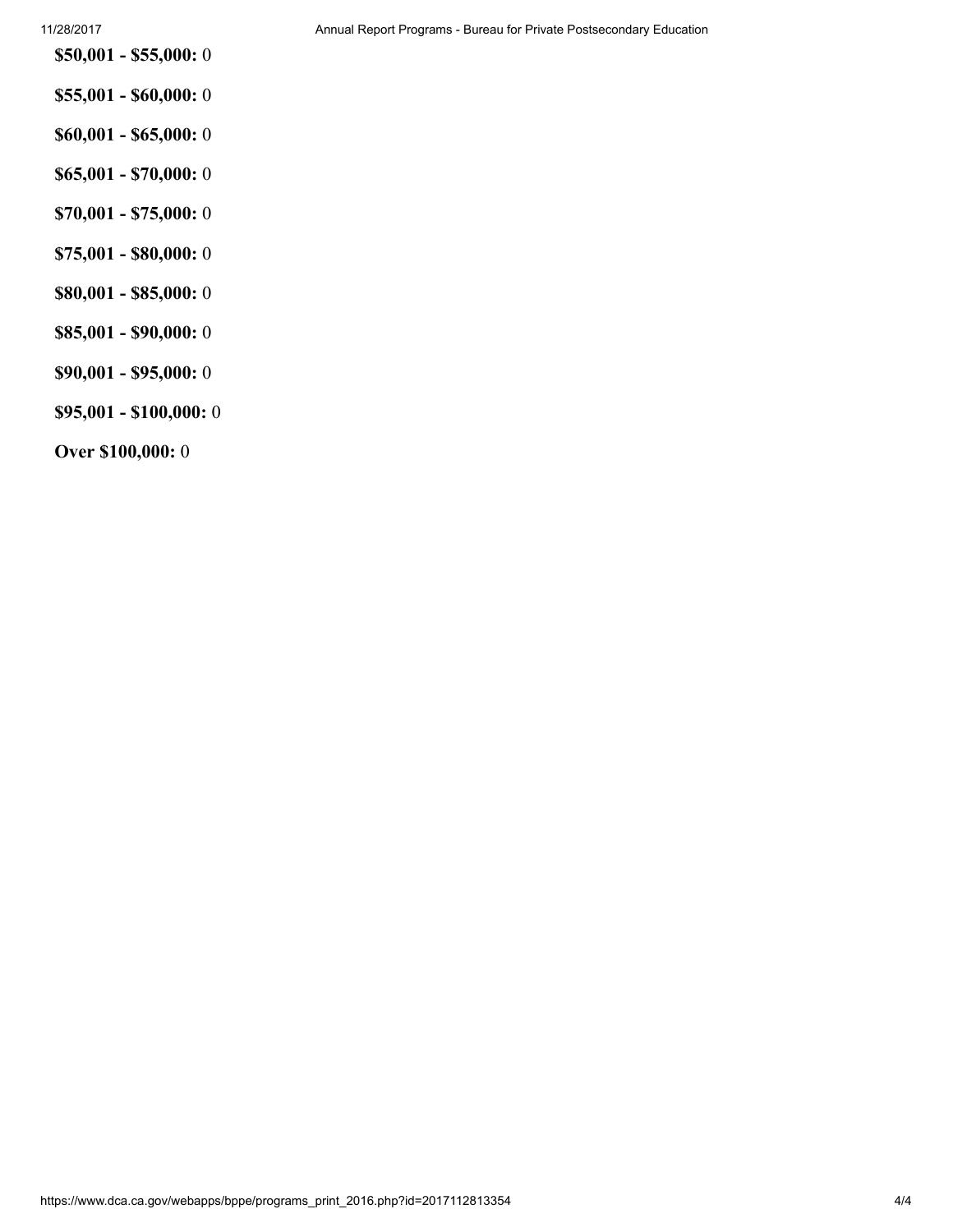**$50,001 - $55,000:** 0

**$55,001 - $60,000:** 0

**$60,001 - $65,000:** 0

**$65,001 - $70,000:** 0

**$70,001 - $75,000:** 0

**$75,001 - $80,000:** 0

**$80,001 - $85,000:** 0

**$85,001 - $90,000:** 0

**$90,001 - $95,000:** 0

**$95,001 - $100,000:** 0

**Over $100,000:** 0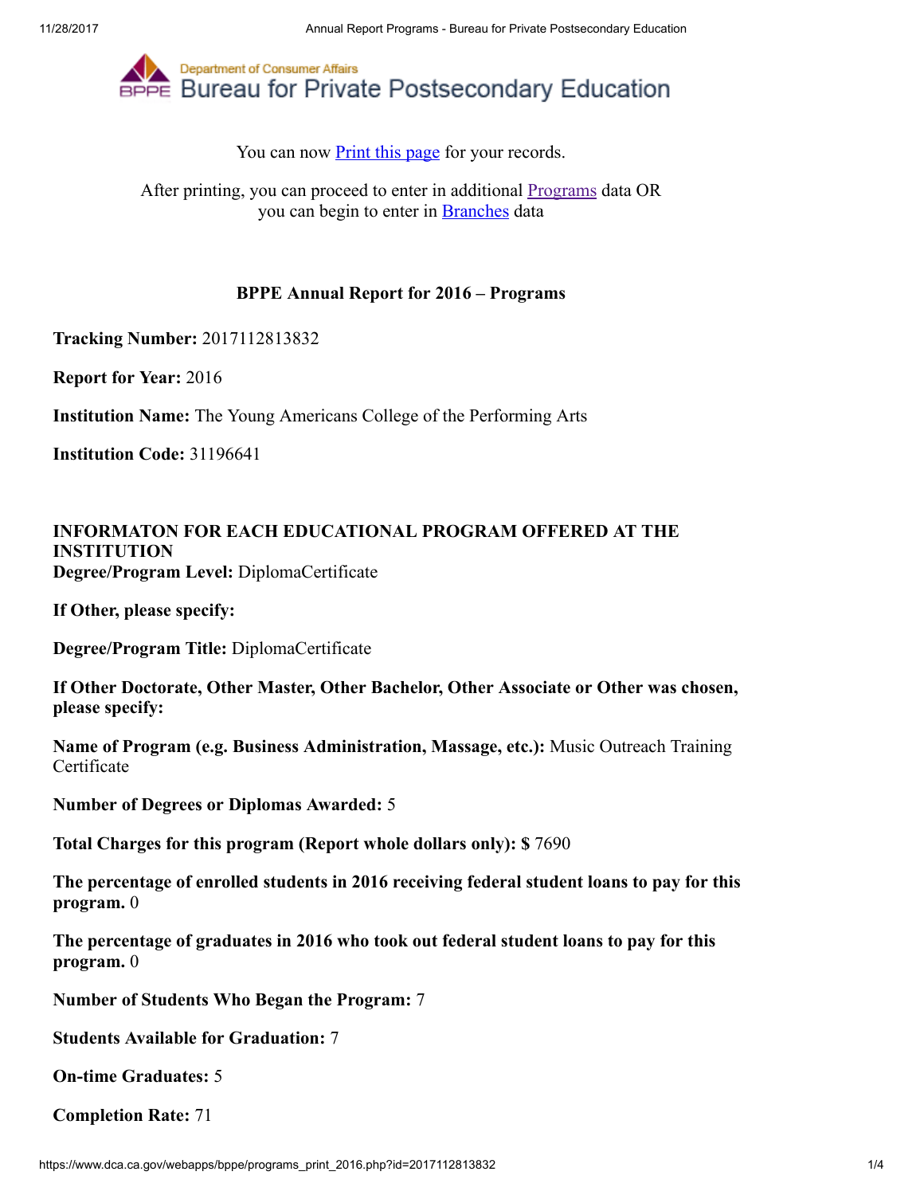Department of Consumer Affairs
Bureau for Private Postsecondary Education

You can now Print this page for your records.

After printing, you can proceed to enter in additional Programs data OR you can begin to enter in Branches data

### BPPE Annual Report for 2016 – Programs

**Tracking Number:** 2017112813832

**Report for Year:** 2016

**Institution Name:** The Young Americans College of the Performing Arts

**Institution Code:** 31196641

**INFORMATON FOR EACH EDUCATIONAL PROGRAM OFFERED AT THE INSTITUTION**
**Degree/Program Level:** DiplomaCertificate

**If Other, please specify:**

**Degree/Program Title:** DiplomaCertificate

**If Other Doctorate, Other Master, Other Bachelor, Other Associate or Other was chosen, please specify:**

**Name of Program (e.g. Business Administration, Massage, etc.):** Music Outreach Training Certificate

**Number of Degrees or Diplomas Awarded:** 5

**Total Charges for this program (Report whole dollars only): $** 7690

**The percentage of enrolled students in 2016 receiving federal student loans to pay for this program.** 0

**The percentage of graduates in 2016 who took out federal student loans to pay for this program.** 0

**Number of Students Who Began the Program:** 7

**Students Available for Graduation:** 7

**On-time Graduates:** 5

**Completion Rate:** 71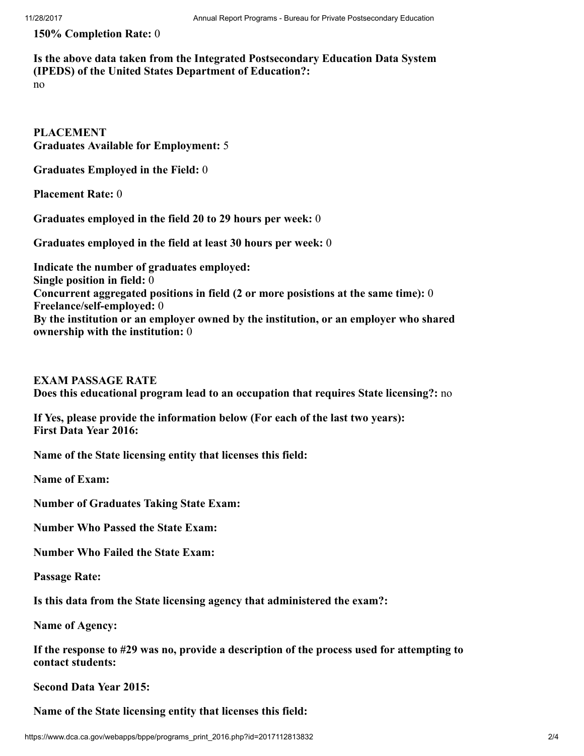**150% Completion Rate:** 0

**Is the above data taken from the Integrated Postsecondary Education Data System (IPEDS) of the United States Department of Education?:**
no

**PLACEMENT**
**Graduates Available for Employment:** 5

**Graduates Employed in the Field:** 0

**Placement Rate:** 0

**Graduates employed in the field 20 to 29 hours per week:** 0

**Graduates employed in the field at least 30 hours per week:** 0

**Indicate the number of graduates employed:**
**Single position in field:** 0
**Concurrent aggregated positions in field (2 or more posistions at the same time):** 0
**Freelance/self-employed:** 0
**By the institution or an employer owned by the institution, or an employer who shared ownership with the institution:** 0

**EXAM PASSAGE RATE**
**Does this educational program lead to an occupation that requires State licensing?:** no

**If Yes, please provide the information below (For each of the last two years):**
**First Data Year 2016:**

**Name of the State licensing entity that licenses this field:**

**Name of Exam:**

**Number of Graduates Taking State Exam:**

**Number Who Passed the State Exam:**

**Number Who Failed the State Exam:**

**Passage Rate:**

**Is this data from the State licensing agency that administered the exam?:**

**Name of Agency:**

**If the response to #29 was no, provide a description of the process used for attempting to contact students:**

**Second Data Year 2015:**

**Name of the State licensing entity that licenses this field:**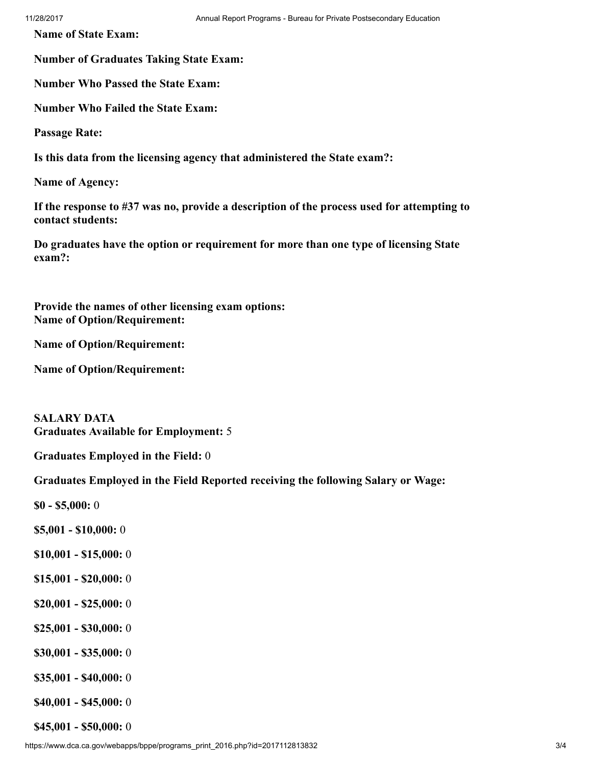**Name of State Exam:**

**Number of Graduates Taking State Exam:**

**Number Who Passed the State Exam:**

**Number Who Failed the State Exam:**

**Passage Rate:**

**Is this data from the licensing agency that administered the State exam?:**

**Name of Agency:**

**If the response to #37 was no, provide a description of the process used for attempting to contact students:**

**Do graduates have the option or requirement for more than one type of licensing State exam?:**

**Provide the names of other licensing exam options:**
**Name of Option/Requirement:**

**Name of Option/Requirement:**

**Name of Option/Requirement:**

**SALARY DATA**
**Graduates Available for Employment:** 5

**Graduates Employed in the Field:** 0

**Graduates Employed in the Field Reported receiving the following Salary or Wage:**

**$0 - $5,000:** 0

**$5,001 - $10,000:** 0

**$10,001 - $15,000:** 0

**$15,001 - $20,000:** 0

**$20,001 - $25,000:** 0

**$25,001 - $30,000:** 0

**$30,001 - $35,000:** 0

**$35,001 - $40,000:** 0

**$40,001 - $45,000:** 0

**$45,001 - $50,000:** 0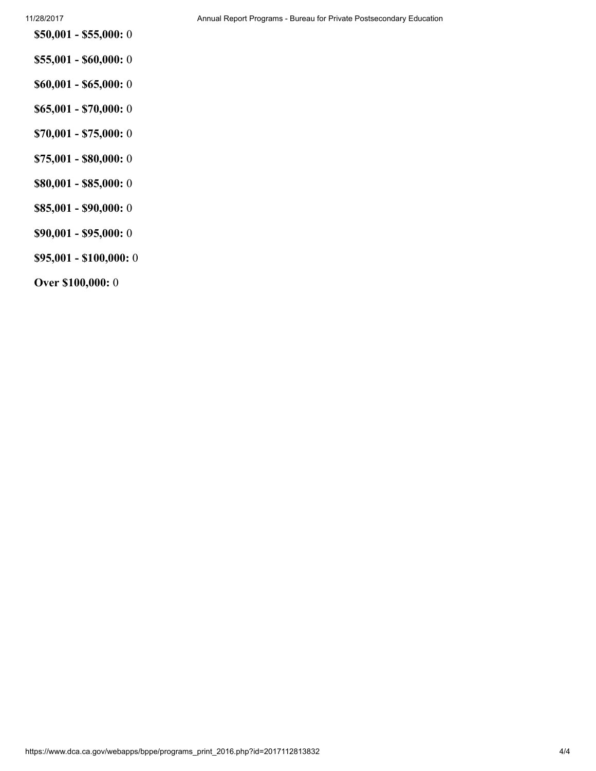**$50,001 - $55,000:** 0

**$55,001 - $60,000:** 0

**$60,001 - $65,000:** 0

**$65,001 - $70,000:** 0

**$70,001 - $75,000:** 0

**$75,001 - $80,000:** 0

**$80,001 - $85,000:** 0

**$85,001 - $90,000:** 0

**$90,001 - $95,000:** 0

**$95,001 - $100,000:** 0

**Over $100,000:** 0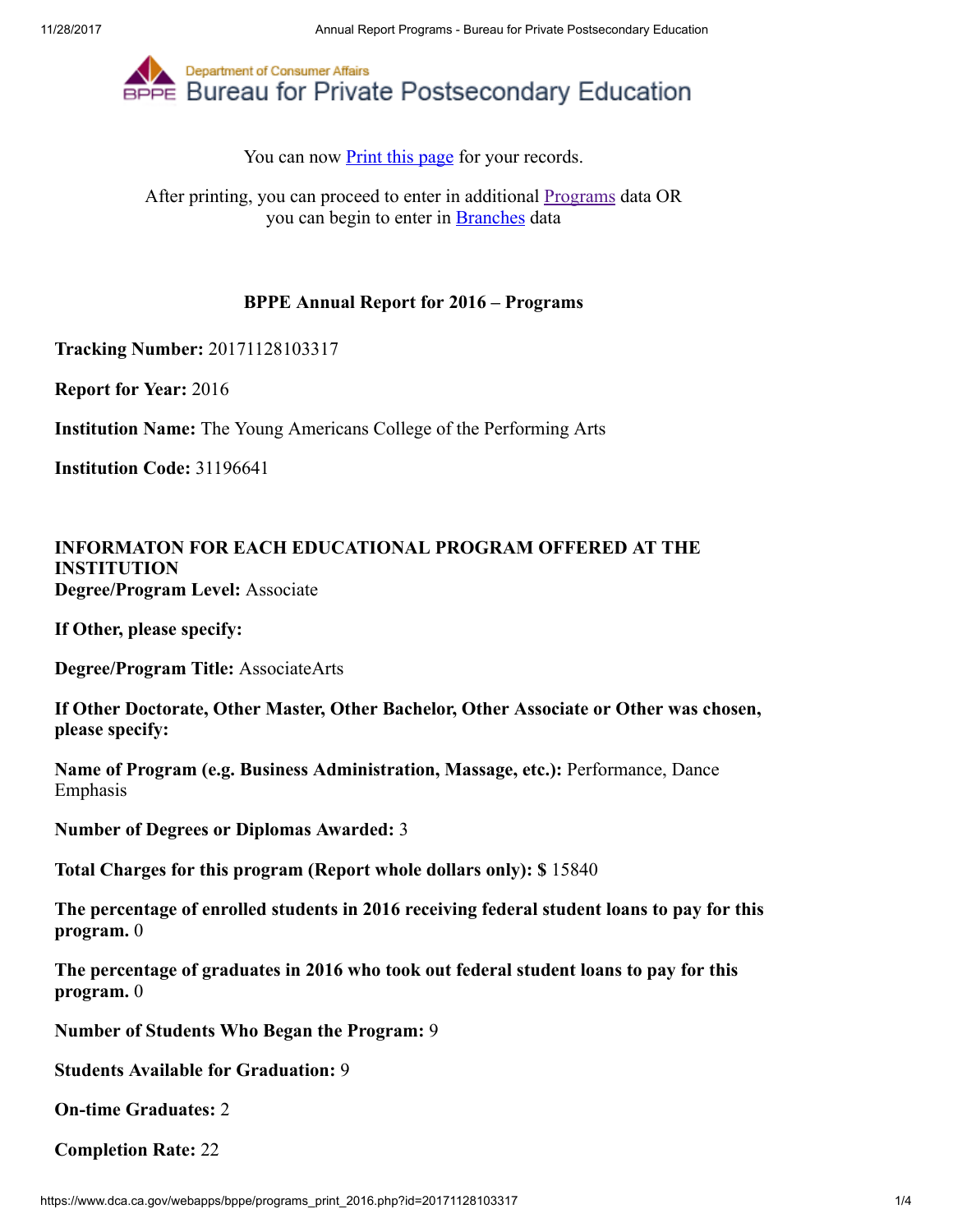You can now Print this page for your records.

After printing, you can proceed to enter in additional Programs data OR you can begin to enter in Branches data

## BPPE Annual Report for 2016 – Programs

**Tracking Number:** 20171128103317

**Report for Year:** 2016

**Institution Name:** The Young Americans College of the Performing Arts

**Institution Code:** 31196641

**INFORMATON FOR EACH EDUCATIONAL PROGRAM OFFERED AT THE INSTITUTION**
**Degree/Program Level:** Associate

**If Other, please specify:**

**Degree/Program Title:** AssociateArts

**If Other Doctorate, Other Master, Other Bachelor, Other Associate or Other was chosen, please specify:**

**Name of Program (e.g. Business Administration, Massage, etc.):** Performance, Dance Emphasis

**Number of Degrees or Diplomas Awarded:** 3

**Total Charges for this program (Report whole dollars only): $** 15840

**The percentage of enrolled students in 2016 receiving federal student loans to pay for this program.** 0

**The percentage of graduates in 2016 who took out federal student loans to pay for this program.** 0

**Number of Students Who Began the Program:** 9

**Students Available for Graduation:** 9

**On-time Graduates:** 2

**Completion Rate:** 22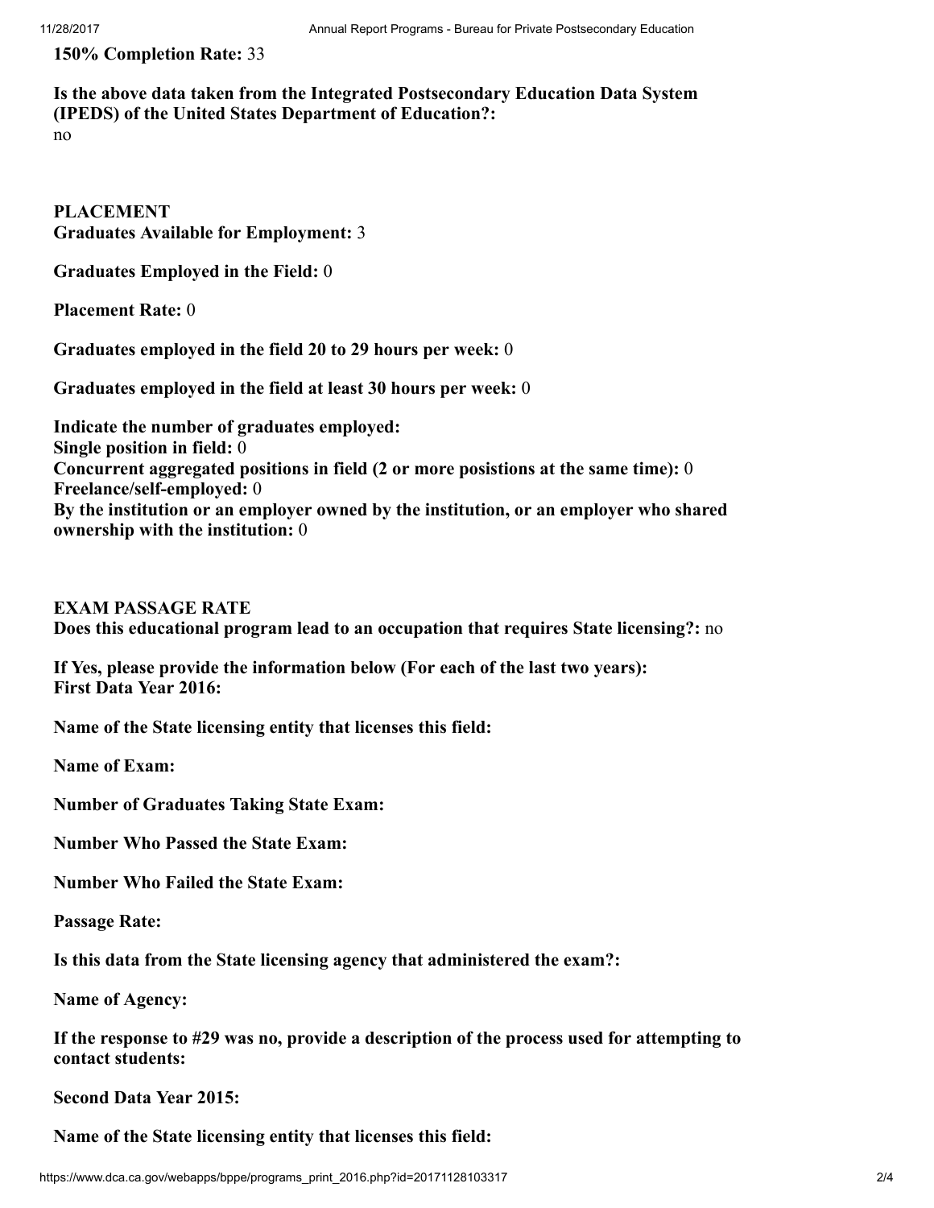**150% Completion Rate:** 33

**Is the above data taken from the Integrated Postsecondary Education Data System (IPEDS) of the United States Department of Education?:**
no

**PLACEMENT**
**Graduates Available for Employment:** 3

**Graduates Employed in the Field:** 0

**Placement Rate:** 0

**Graduates employed in the field 20 to 29 hours per week:** 0

**Graduates employed in the field at least 30 hours per week:** 0

**Indicate the number of graduates employed:**
**Single position in field:** 0
**Concurrent aggregated positions in field (2 or more posistions at the same time):** 0
**Freelance/self-employed:** 0
**By the institution or an employer owned by the institution, or an employer who shared ownership with the institution:** 0

**EXAM PASSAGE RATE**
**Does this educational program lead to an occupation that requires State licensing?:** no

**If Yes, please provide the information below (For each of the last two years):**
**First Data Year 2016:**

**Name of the State licensing entity that licenses this field:**

**Name of Exam:**

**Number of Graduates Taking State Exam:**

**Number Who Passed the State Exam:**

**Number Who Failed the State Exam:**

**Passage Rate:**

**Is this data from the State licensing agency that administered the exam?:**

**Name of Agency:**

**If the response to #29 was no, provide a description of the process used for attempting to contact students:**

**Second Data Year 2015:**

**Name of the State licensing entity that licenses this field:**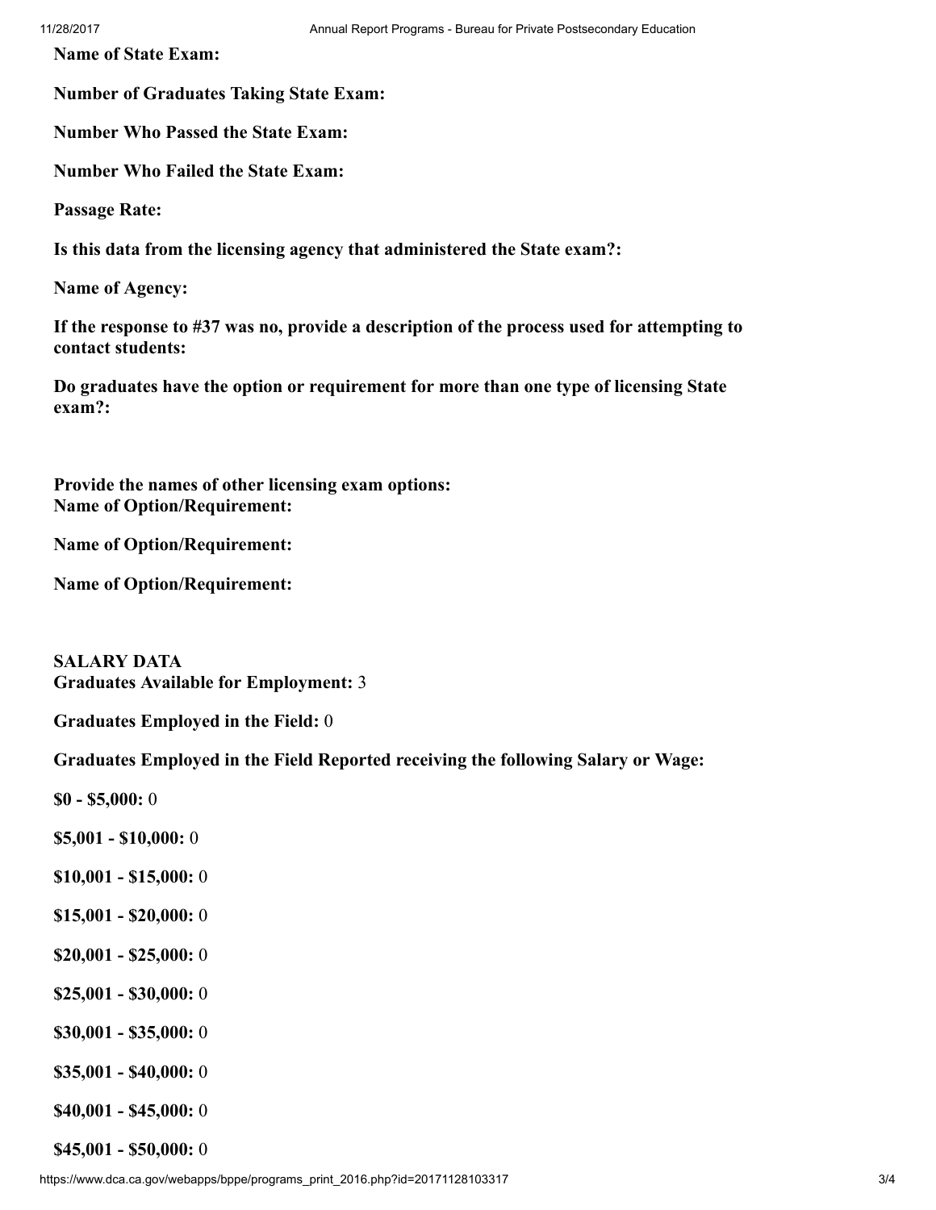**Name of State Exam:**

**Number of Graduates Taking State Exam:**

**Number Who Passed the State Exam:**

**Number Who Failed the State Exam:**

**Passage Rate:**

**Is this data from the licensing agency that administered the State exam?:**

**Name of Agency:**

**If the response to #37 was no, provide a description of the process used for attempting to contact students:**

**Do graduates have the option or requirement for more than one type of licensing State exam?:**

**Provide the names of other licensing exam options:**
**Name of Option/Requirement:**

**Name of Option/Requirement:**

**Name of Option/Requirement:**

**SALARY DATA**
**Graduates Available for Employment:** 3

**Graduates Employed in the Field:** 0

**Graduates Employed in the Field Reported receiving the following Salary or Wage:**

**$0 - $5,000:** 0

**$5,001 - $10,000:** 0

**$10,001 - $15,000:** 0

**$15,001 - $20,000:** 0

**$20,001 - $25,000:** 0

**$25,001 - $30,000:** 0

**$30,001 - $35,000:** 0

**$35,001 - $40,000:** 0

**$40,001 - $45,000:** 0

**$45,001 - $50,000:** 0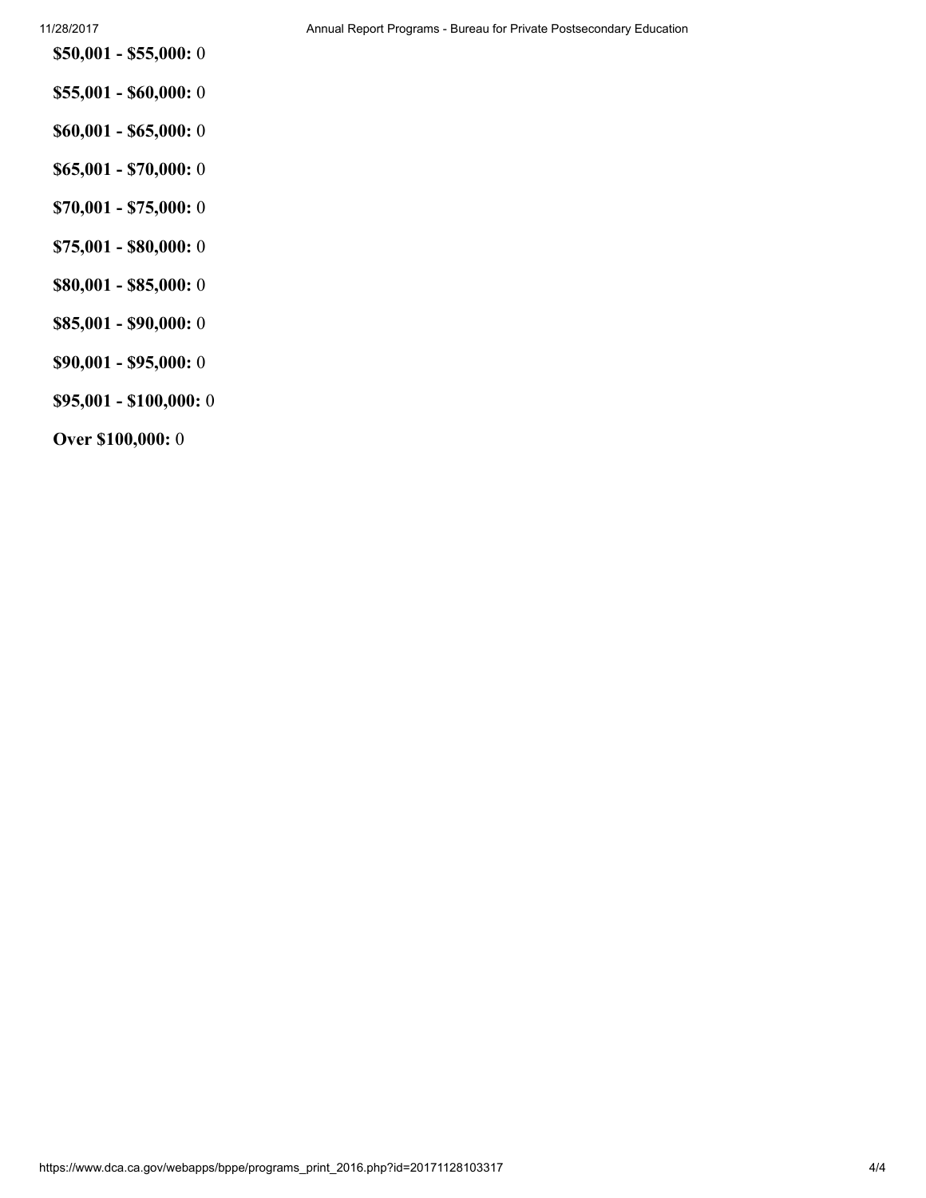**$50,001 - $55,000:** 0

**$55,001 - $60,000:** 0

**$60,001 - $65,000:** 0

**$65,001 - $70,000:** 0

**$70,001 - $75,000:** 0

**$75,001 - $80,000:** 0

**$80,001 - $85,000:** 0

**$85,001 - $90,000:** 0

**$90,001 - $95,000:** 0

**$95,001 - $100,000:** 0

**Over $100,000:** 0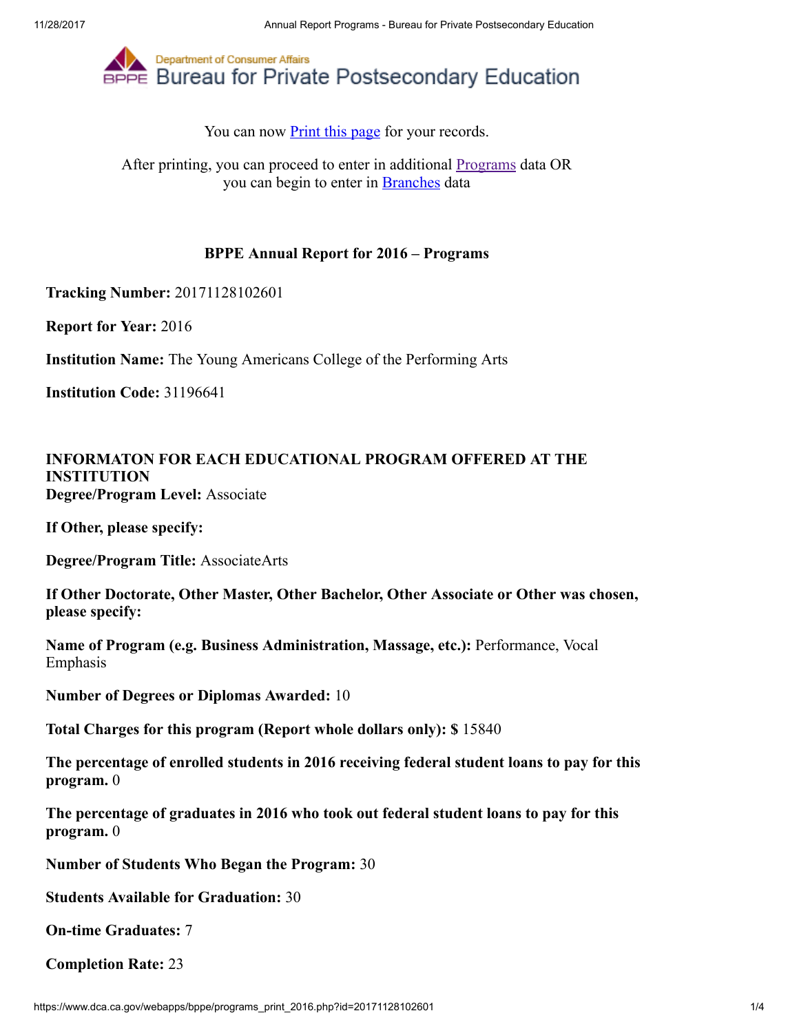# Department of Consumer Affairs
# Bureau for Private Postsecondary Education

You can now Print this page for your records.

After printing, you can proceed to enter in additional Programs data OR you can begin to enter in Branches data

**BPPE Annual Report for 2016 – Programs**

**Tracking Number:** 20171128102601

**Report for Year:** 2016

**Institution Name:** The Young Americans College of the Performing Arts

**Institution Code:** 31196641

**INFORMATON FOR EACH EDUCATIONAL PROGRAM OFFERED AT THE INSTITUTION**
**Degree/Program Level:** Associate

**If Other, please specify:**

**Degree/Program Title:** AssociateArts

**If Other Doctorate, Other Master, Other Bachelor, Other Associate or Other was chosen, please specify:**

**Name of Program (e.g. Business Administration, Massage, etc.):** Performance, Vocal Emphasis

**Number of Degrees or Diplomas Awarded:** 10

**Total Charges for this program (Report whole dollars only): $** 15840

**The percentage of enrolled students in 2016 receiving federal student loans to pay for this program.** 0

**The percentage of graduates in 2016 who took out federal student loans to pay for this program.** 0

**Number of Students Who Began the Program:** 30

**Students Available for Graduation:** 30

**On-time Graduates:** 7

**Completion Rate:** 23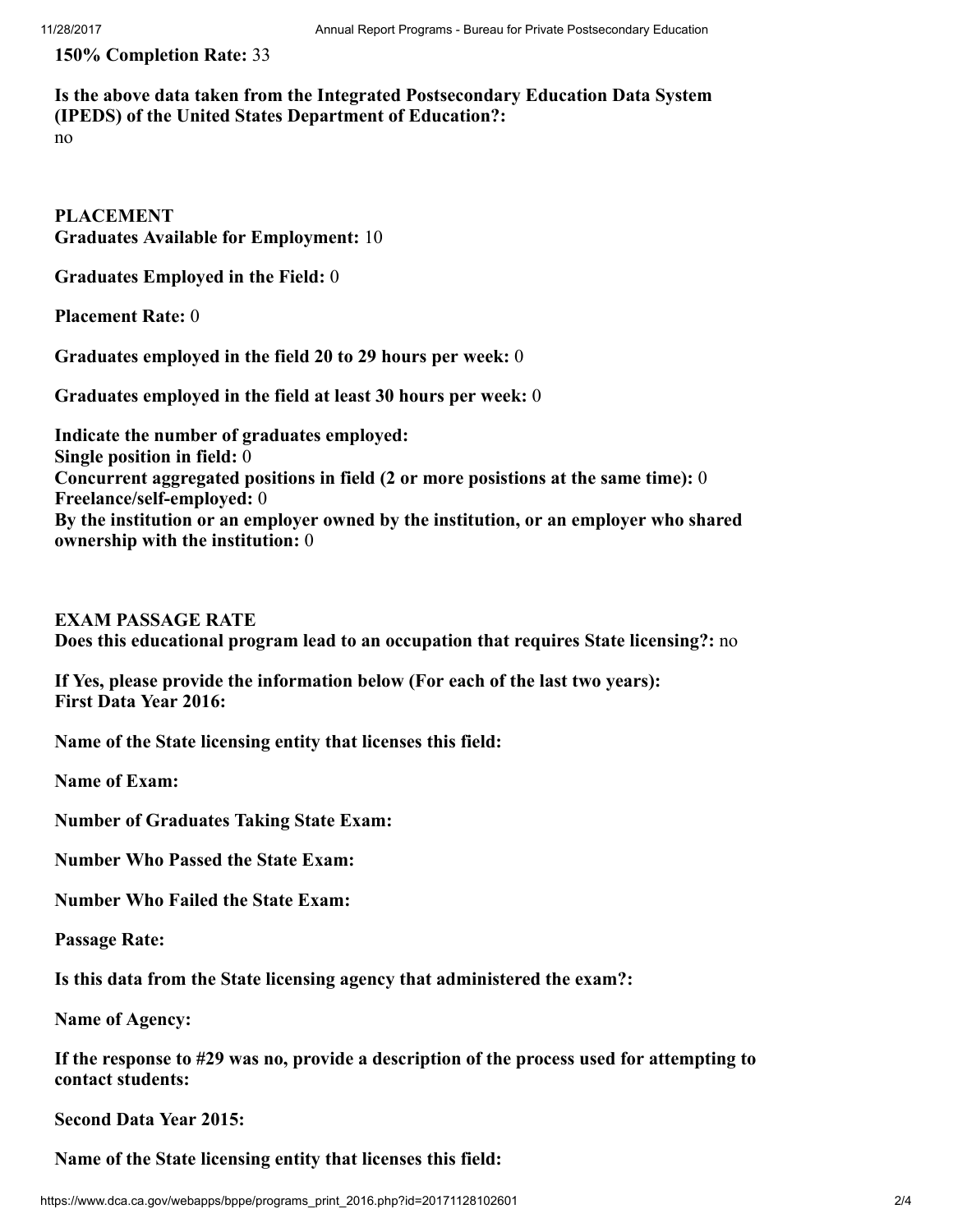**150% Completion Rate:** 33

**Is the above data taken from the Integrated Postsecondary Education Data System (IPEDS) of the United States Department of Education?:**
no

**PLACEMENT**
**Graduates Available for Employment:** 10

**Graduates Employed in the Field:** 0

**Placement Rate:** 0

**Graduates employed in the field 20 to 29 hours per week:** 0

**Graduates employed in the field at least 30 hours per week:** 0

**Indicate the number of graduates employed:**
**Single position in field:** 0
**Concurrent aggregated positions in field (2 or more posistions at the same time):** 0
**Freelance/self-employed:** 0
**By the institution or an employer owned by the institution, or an employer who shared ownership with the institution:** 0

**EXAM PASSAGE RATE**
**Does this educational program lead to an occupation that requires State licensing?:** no

**If Yes, please provide the information below (For each of the last two years):**
**First Data Year 2016:**

**Name of the State licensing entity that licenses this field:**

**Name of Exam:**

**Number of Graduates Taking State Exam:**

**Number Who Passed the State Exam:**

**Number Who Failed the State Exam:**

**Passage Rate:**

**Is this data from the State licensing agency that administered the exam?:**

**Name of Agency:**

**If the response to #29 was no, provide a description of the process used for attempting to contact students:**

**Second Data Year 2015:**

**Name of the State licensing entity that licenses this field:**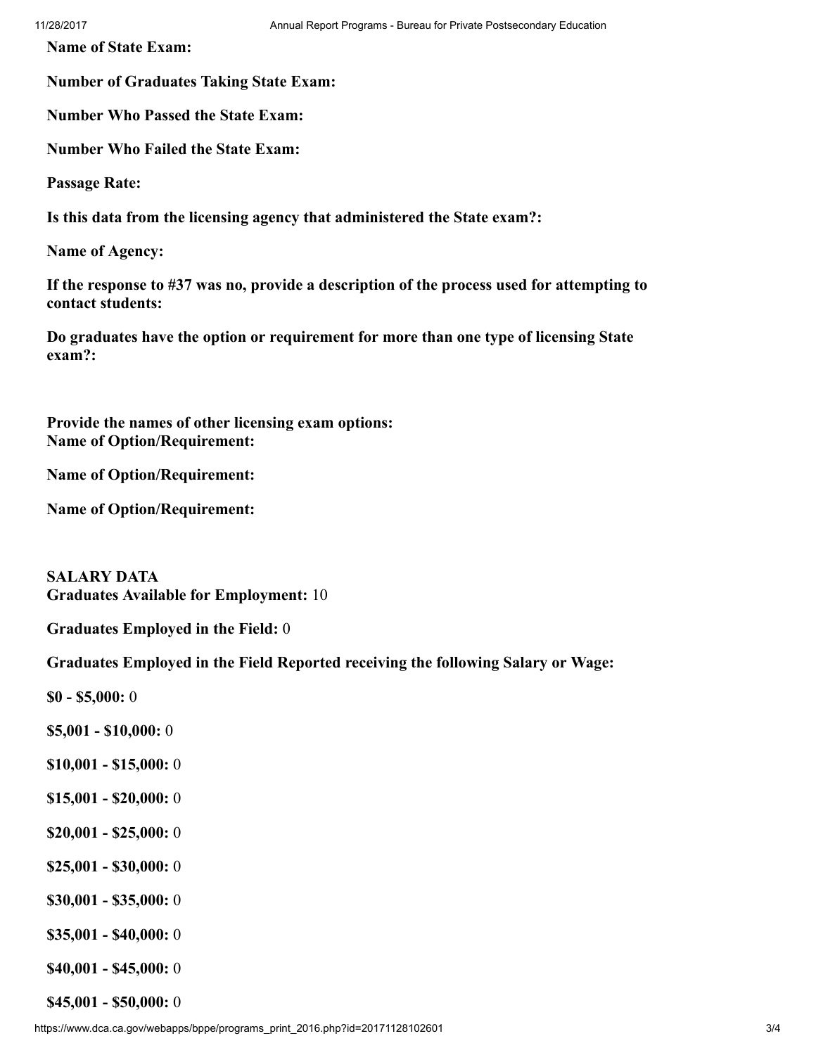**Name of State Exam:**

**Number of Graduates Taking State Exam:**

**Number Who Passed the State Exam:**

**Number Who Failed the State Exam:**

**Passage Rate:**

**Is this data from the licensing agency that administered the State exam?:**

**Name of Agency:**

**If the response to #37 was no, provide a description of the process used for attempting to contact students:**

**Do graduates have the option or requirement for more than one type of licensing State exam?:**

**Provide the names of other licensing exam options:**
**Name of Option/Requirement:**

**Name of Option/Requirement:**

**Name of Option/Requirement:**

**SALARY DATA**
**Graduates Available for Employment:** 10

**Graduates Employed in the Field:** 0

**Graduates Employed in the Field Reported receiving the following Salary or Wage:**

**$0 - $5,000:** 0

**$5,001 - $10,000:** 0

**$10,001 - $15,000:** 0

**$15,001 - $20,000:** 0

**$20,001 - $25,000:** 0

**$25,001 - $30,000:** 0

**$30,001 - $35,000:** 0

**$35,001 - $40,000:** 0

**$40,001 - $45,000:** 0

**$45,001 - $50,000:** 0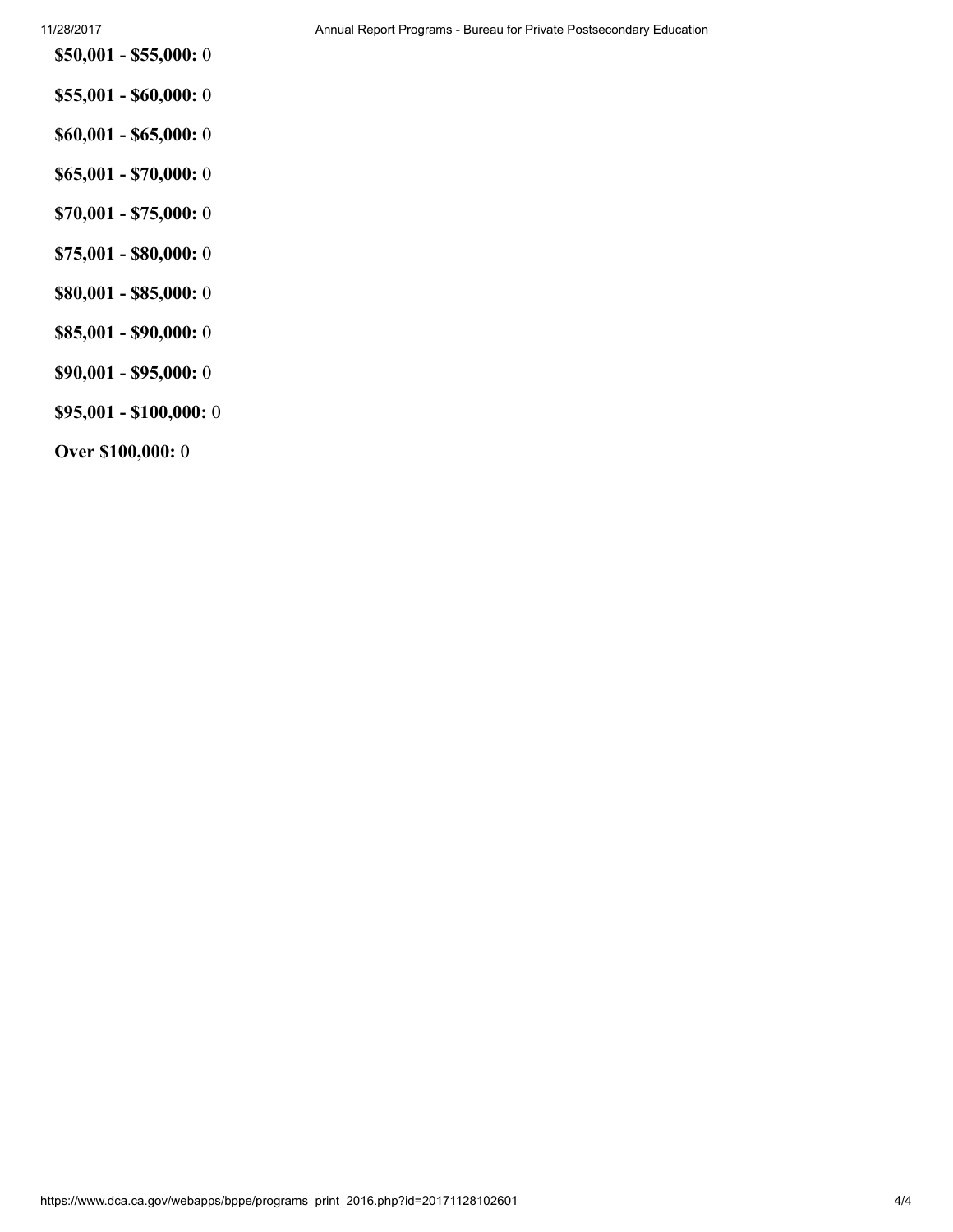**$50,001 - $55,000:** 0

**$55,001 - $60,000:** 0

**$60,001 - $65,000:** 0

**$65,001 - $70,000:** 0

**$70,001 - $75,000:** 0

**$75,001 - $80,000:** 0

**$80,001 - $85,000:** 0

**$85,001 - $90,000:** 0

**$90,001 - $95,000:** 0

**$95,001 - $100,000:** 0

**Over $100,000:** 0